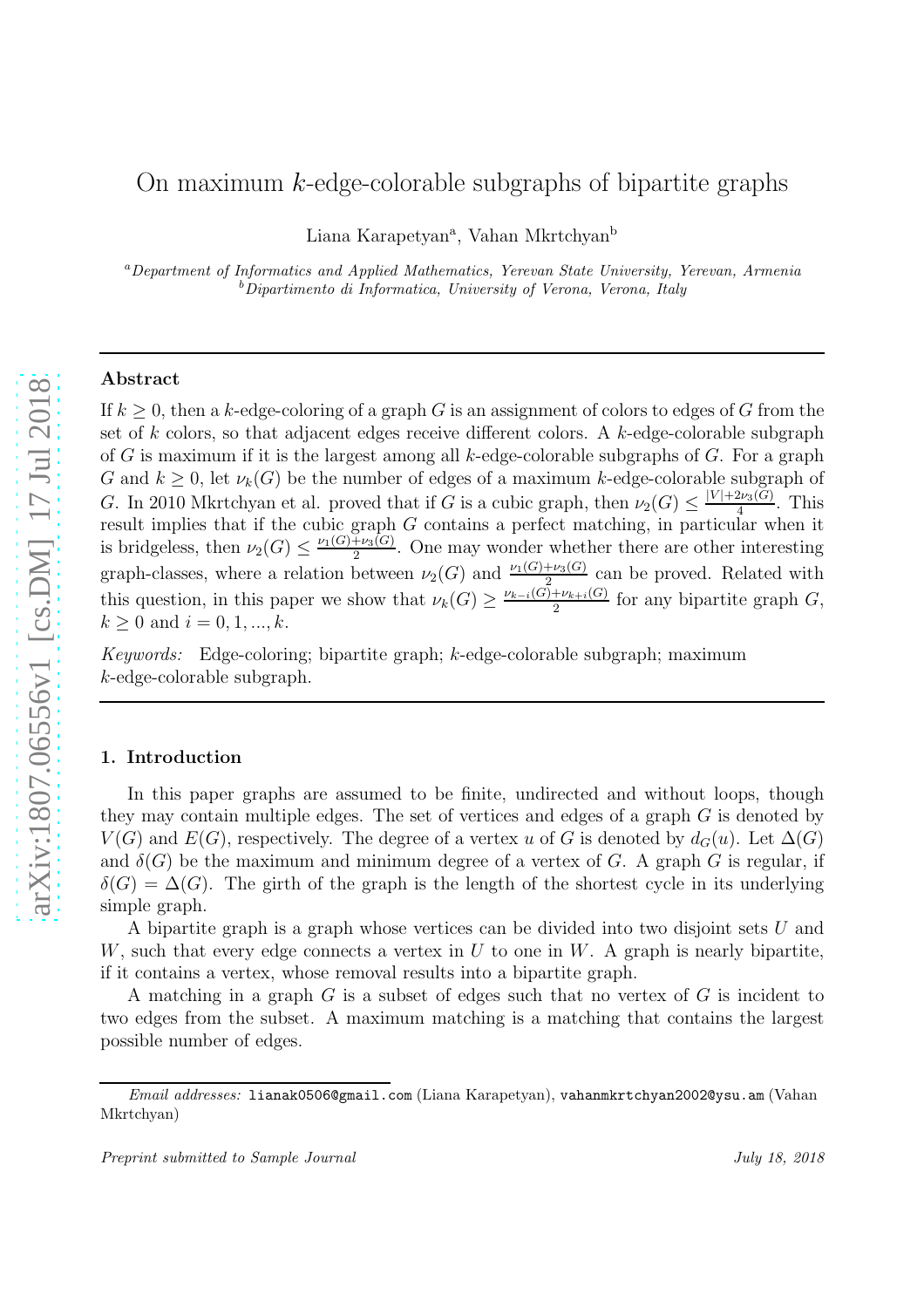# On maximum $k$-edge-colorable subgraphs of bipartite graphs

Liana Karapetyan[a], Vahan Mkrtchyan[b]

[a] *Department of Informatics and Applied Mathematics, Yerevan State University, Yerevan, Armenia*
[b] *Dipartimento di Informatica, University of Verona, Verona, Italy*

## Abstract

If $k \geq 0$, then a $k$-edge-coloring of a graph $G$ is an assignment of colors to edges of $G$ from the set of $k$ colors, so that adjacent edges receive different colors. A $k$-edge-colorable subgraph of $G$ is maximum if it is the largest among all $k$-edge-colorable subgraphs of $G$. For a graph $G$ and $k \geq 0$, let $\nu_k(G)$ be the number of edges of a maximum $k$-edge-colorable subgraph of $G$. In 2010 Mkrtchyan et al. proved that if $G$ is a cubic graph, then $\nu_2(G) \leq \frac{|V|+2\nu_3(G)}{4}$. This result implies that if the cubic graph $G$ contains a perfect matching, in particular when it is bridgeless, then $\nu_2(G) \leq \frac{\nu_1(G)+\nu_3(G)}{2}$. One may wonder whether there are other interesting graph-classes, where a relation between $\nu_2(G)$ and $\frac{\nu_1(G)+\nu_3(G)}{2}$ can be proved. Related with this question, in this paper we show that $\nu_k(G) \geq \frac{\nu_{k-i}(G)+\nu_{k+i}(G)}{2}$ for any bipartite graph $G$, $k \geq 0$ and $i = 0, 1, ..., k$.

*Keywords:* Edge-coloring; bipartite graph; $k$-edge-colorable subgraph; maximum $k$-edge-colorable subgraph.

## 1. Introduction

In this paper graphs are assumed to be finite, undirected and without loops, though they may contain multiple edges. The set of vertices and edges of a graph $G$ is denoted by $V(G)$ and $E(G)$, respectively. The degree of a vertex $u$ of $G$ is denoted by $d_G(u)$. Let $\Delta(G)$ and $\delta(G)$ be the maximum and minimum degree of a vertex of $G$. A graph $G$ is regular, if $\delta(G) = \Delta(G)$. The girth of the graph is the length of the shortest cycle in its underlying simple graph.

A bipartite graph is a graph whose vertices can be divided into two disjoint sets $U$ and $W$, such that every edge connects a vertex in $U$ to one in $W$. A graph is nearly bipartite, if it contains a vertex, whose removal results into a bipartite graph.

A matching in a graph $G$ is a subset of edges such that no vertex of $G$ is incident to two edges from the subset. A maximum matching is a matching that contains the largest possible number of edges.

*Email addresses:* lianak0506@gmail.com (Liana Karapetyan), vahanmkrtchyan2002@ysu.am (Vahan Mkrtchyan)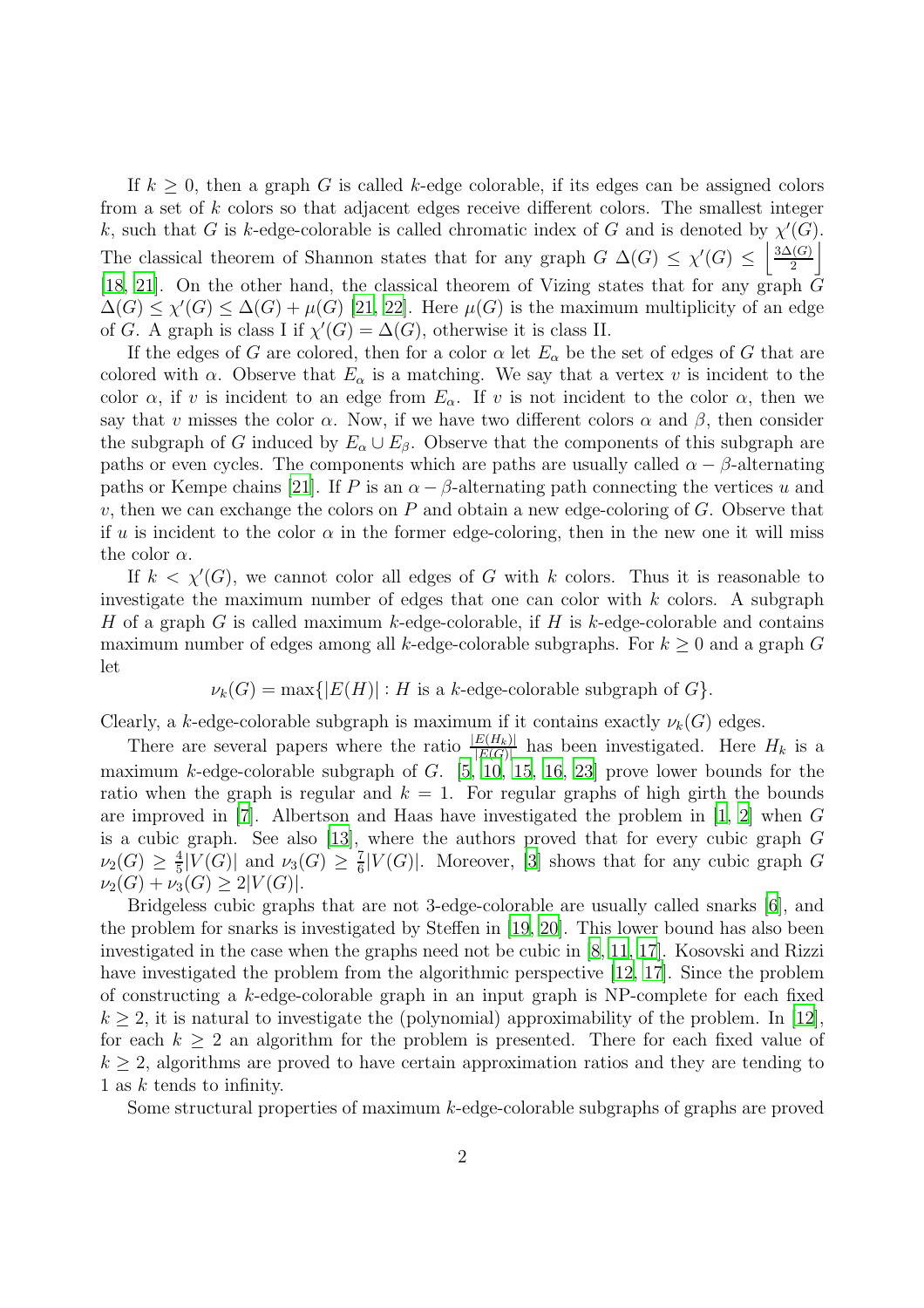If $k \geq 0$, then a graph $G$ is called $k$-edge colorable, if its edges can be assigned colors from a set of $k$ colors so that adjacent edges receive different colors. The smallest integer $k$, such that $G$ is $k$-edge-colorable is called chromatic index of $G$ and is denoted by $\chi'(G)$. The classical theorem of Shannon states that for any graph $G$ $\Delta(G) \leq \chi'(G) \leq \left\lfloor \frac{3\Delta(G)}{2} \right\rfloor$ [18, 21]. On the other hand, the classical theorem of Vizing states that for any graph $G$ $\Delta(G) \leq \chi'(G) \leq \Delta(G) + \mu(G)$ [21, 22]. Here $\mu(G)$ is the maximum multiplicity of an edge of $G$. A graph is class I if $\chi'(G) = \Delta(G)$, otherwise it is class II.

If the edges of $G$ are colored, then for a color $\alpha$ let $E_\alpha$ be the set of edges of $G$ that are colored with $\alpha$. Observe that $E_\alpha$ is a matching. We say that a vertex $v$ is incident to the color $\alpha$, if $v$ is incident to an edge from $E_\alpha$. If $v$ is not incident to the color $\alpha$, then we say that $v$ misses the color $\alpha$. Now, if we have two different colors $\alpha$ and $\beta$, then consider the subgraph of $G$ induced by $E_\alpha \cup E_\beta$. Observe that the components of this subgraph are paths or even cycles. The components which are paths are usually called $\alpha - \beta$-alternating paths or Kempe chains [21]. If $P$ is an $\alpha - \beta$-alternating path connecting the vertices $u$ and $v$, then we can exchange the colors on $P$ and obtain a new edge-coloring of $G$. Observe that if $u$ is incident to the color $\alpha$ in the former edge-coloring, then in the new one it will miss the color $\alpha$.

If $k < \chi'(G)$, we cannot color all edges of $G$ with $k$ colors. Thus it is reasonable to investigate the maximum number of edges that one can color with $k$ colors. A subgraph $H$ of a graph $G$ is called maximum $k$-edge-colorable, if $H$ is $k$-edge-colorable and contains maximum number of edges among all $k$-edge-colorable subgraphs. For $k \geq 0$ and a graph $G$ let

$$\nu_k(G) = \max\{|E(H)| : H \text{ is a } k\text{-edge-colorable subgraph of } G\}.$$

Clearly, a $k$-edge-colorable subgraph is maximum if it contains exactly $\nu_k(G)$ edges.

There are several papers where the ratio $\frac{|E(H_k)|}{|E(G)|}$ has been investigated. Here $H_k$ is a maximum $k$-edge-colorable subgraph of $G$. [5, 10, 15, 16, 23] prove lower bounds for the ratio when the graph is regular and $k = 1$. For regular graphs of high girth the bounds are improved in [7]. Albertson and Haas have investigated the problem in [1, 2] when $G$ is a cubic graph. See also [13], where the authors proved that for every cubic graph $G$ $\nu_2(G) \geq \frac{4}{5}|V(G)|$ and $\nu_3(G) \geq \frac{7}{6}|V(G)|$. Moreover, [3] shows that for any cubic graph $G$ $\nu_2(G) + \nu_3(G) \geq 2|V(G)|$.

Bridgeless cubic graphs that are not 3-edge-colorable are usually called snarks [6], and the problem for snarks is investigated by Steffen in [19, 20]. This lower bound has also been investigated in the case when the graphs need not be cubic in [8, 11, 17]. Kosovski and Rizzi have investigated the problem from the algorithmic perspective [12, 17]. Since the problem of constructing a $k$-edge-colorable graph in an input graph is NP-complete for each fixed $k \geq 2$, it is natural to investigate the (polynomial) approximability of the problem. In [12], for each $k \geq 2$ an algorithm for the problem is presented. There for each fixed value of $k \geq 2$, algorithms are proved to have certain approximation ratios and they are tending to 1 as $k$ tends to infinity.

Some structural properties of maximum $k$-edge-colorable subgraphs of graphs are proved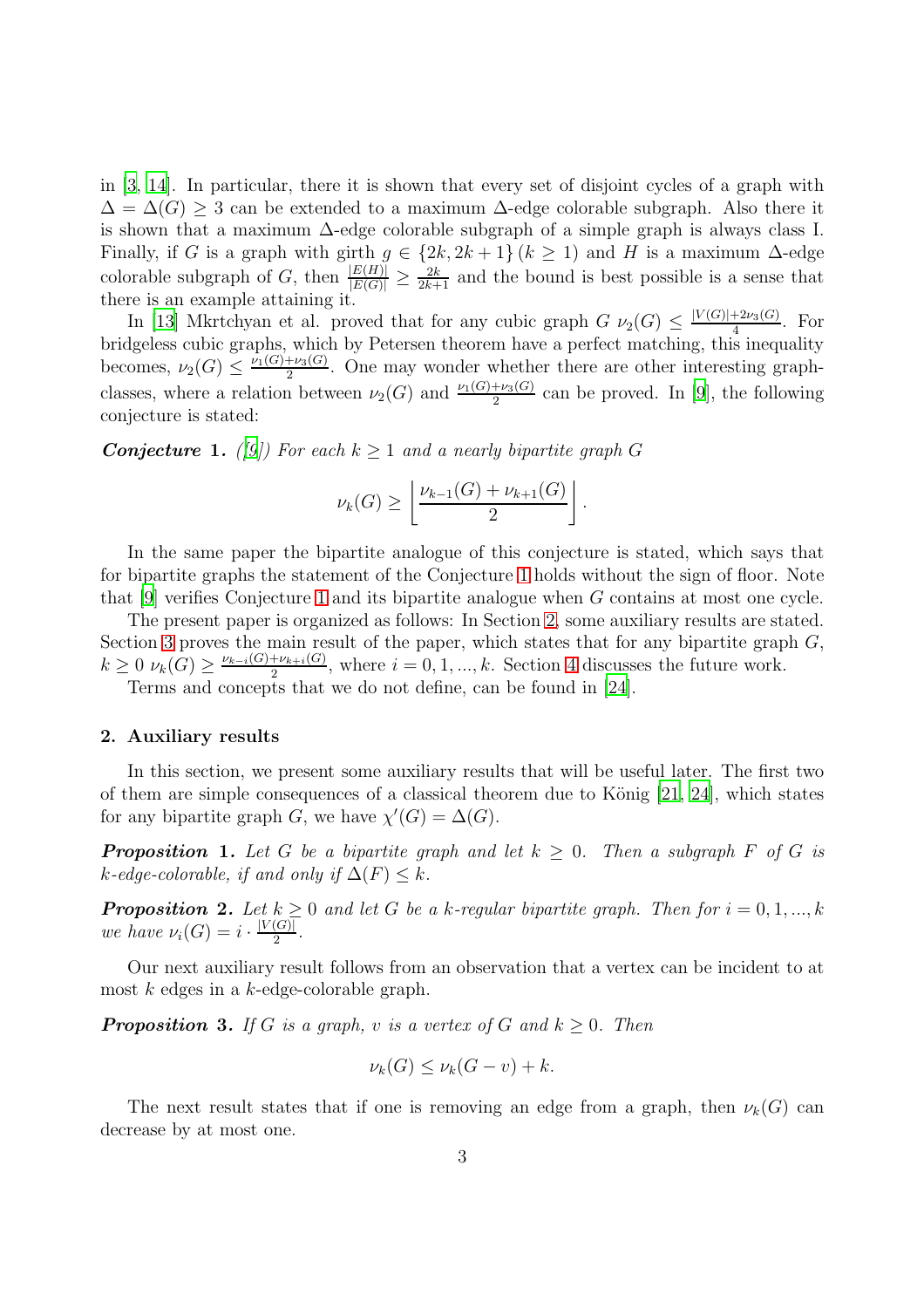in [3, 14]. In particular, there it is shown that every set of disjoint cycles of a graph with $\Delta = \Delta(G) \geq 3$ can be extended to a maximum $\Delta$-edge colorable subgraph. Also there it is shown that a maximum $\Delta$-edge colorable subgraph of a simple graph is always class I. Finally, if $G$ is a graph with girth $g \in \{2k, 2k+1\}\,(k \geq 1)$ and $H$ is a maximum $\Delta$-edge colorable subgraph of $G$, then $\frac{|E(H)|}{|E(G)|} \geq \frac{2k}{2k+1}$ and the bound is best possible is a sense that there is an example attaining it.

In [13] Mkrtchyan et al. proved that for any cubic graph $G$ $\nu_2(G) \leq \frac{|V(G)|+2\nu_3(G)}{4}$. For bridgeless cubic graphs, which by Petersen theorem have a perfect matching, this inequality becomes, $\nu_2(G) \leq \frac{\nu_1(G)+\nu_3(G)}{2}$. One may wonder whether there are other interesting graph-classes, where a relation between $\nu_2(G)$ and $\frac{\nu_1(G)+\nu_3(G)}{2}$ can be proved. In [9], the following conjecture is stated:

***Conjecture* 1.** *([9]) For each $k \geq 1$ and a nearly bipartite graph $G$*

$$\nu_k(G) \geq \left\lfloor \frac{\nu_{k-1}(G) + \nu_{k+1}(G)}{2} \right\rfloor.$$

In the same paper the bipartite analogue of this conjecture is stated, which says that for bipartite graphs the statement of the Conjecture 1 holds without the sign of floor. Note that [9] verifies Conjecture 1 and its bipartite analogue when $G$ contains at most one cycle.

The present paper is organized as follows: In Section 2, some auxiliary results are stated. Section 3 proves the main result of the paper, which states that for any bipartite graph $G$, $k \geq 0$ $\nu_k(G) \geq \frac{\nu_{k-i}(G)+\nu_{k+i}(G)}{2}$, where $i = 0, 1, ..., k$. Section 4 discusses the future work.

Terms and concepts that we do not define, can be found in [24].

## 2. Auxiliary results

In this section, we present some auxiliary results that will be useful later. The first two of them are simple consequences of a classical theorem due to König [21, 24], which states for any bipartite graph $G$, we have $\chi'(G) = \Delta(G)$.

***Proposition* 1.** *Let $G$ be a bipartite graph and let $k \geq 0$. Then a subgraph $F$ of $G$ is $k$-edge-colorable, if and only if $\Delta(F) \leq k$.*

***Proposition* 2.** *Let $k \geq 0$ and let $G$ be a $k$-regular bipartite graph. Then for $i = 0, 1, ..., k$ we have $\nu_i(G) = i \cdot \frac{|V(G)|}{2}$.*

Our next auxiliary result follows from an observation that a vertex can be incident to at most $k$ edges in a $k$-edge-colorable graph.

***Proposition* 3.** *If $G$ is a graph, $v$ is a vertex of $G$ and $k \geq 0$. Then*

$$\nu_k(G) \leq \nu_k(G - v) + k.$$

The next result states that if one is removing an edge from a graph, then $\nu_k(G)$ can decrease by at most one.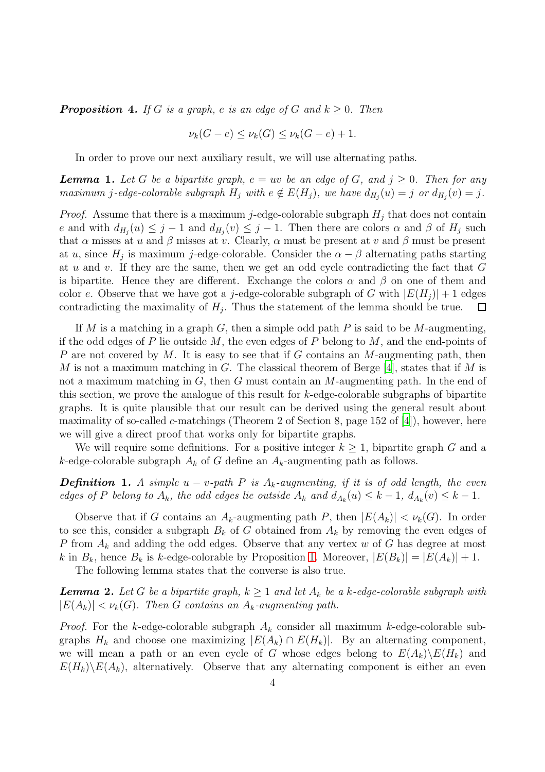**Proposition 4.** *If $G$ is a graph, $e$ is an edge of $G$ and $k \geq 0$. Then*

$$\nu_k(G - e) \leq \nu_k(G) \leq \nu_k(G - e) + 1.$$

In order to prove our next auxiliary result, we will use alternating paths.

**Lemma 1.** *Let $G$ be a bipartite graph, $e = uv$ be an edge of $G$, and $j \geq 0$. Then for any maximum $j$-edge-colorable subgraph $H_j$ with $e \notin E(H_j)$, we have $d_{H_j}(u) = j$ or $d_{H_j}(v) = j$.*

*Proof.* Assume that there is a maximum $j$-edge-colorable subgraph $H_j$ that does not contain $e$ and with $d_{H_j}(u) \leq j - 1$ and $d_{H_j}(v) \leq j - 1$. Then there are colors $\alpha$ and $\beta$ of $H_j$ such that $\alpha$ misses at $u$ and $\beta$ misses at $v$. Clearly, $\alpha$ must be present at $v$ and $\beta$ must be present at $u$, since $H_j$ is maximum $j$-edge-colorable. Consider the $\alpha - \beta$ alternating paths starting at $u$ and $v$. If they are the same, then we get an odd cycle contradicting the fact that $G$ is bipartite. Hence they are different. Exchange the colors $\alpha$ and $\beta$ on one of them and color $e$. Observe that we have got a $j$-edge-colorable subgraph of $G$ with $|E(H_j)| + 1$ edges contradicting the maximality of $H_j$. Thus the statement of the lemma should be true. □

If $M$ is a matching in a graph $G$, then a simple odd path $P$ is said to be $M$-augmenting, if the odd edges of $P$ lie outside $M$, the even edges of $P$ belong to $M$, and the end-points of $P$ are not covered by $M$. It is easy to see that if $G$ contains an $M$-augmenting path, then $M$ is not a maximum matching in $G$. The classical theorem of Berge [4], states that if $M$ is not a maximum matching in $G$, then $G$ must contain an $M$-augmenting path. In the end of this section, we prove the analogue of this result for $k$-edge-colorable subgraphs of bipartite graphs. It is quite plausible that our result can be derived using the general result about maximality of so-called $c$-matchings (Theorem 2 of Section 8, page 152 of [4]), however, here we will give a direct proof that works only for bipartite graphs.

We will require some definitions. For a positive integer $k \geq 1$, bipartite graph $G$ and a $k$-edge-colorable subgraph $A_k$ of $G$ define an $A_k$-augmenting path as follows.

**Definition 1.** *A simple $u - v$-path $P$ is $A_k$-augmenting, if it is of odd length, the even edges of $P$ belong to $A_k$, the odd edges lie outside $A_k$ and $d_{A_k}(u) \leq k - 1$, $d_{A_k}(v) \leq k - 1$.*

Observe that if $G$ contains an $A_k$-augmenting path $P$, then $|E(A_k)| < \nu_k(G)$. In order to see this, consider a subgraph $B_k$ of $G$ obtained from $A_k$ by removing the even edges of $P$ from $A_k$ and adding the odd edges. Observe that any vertex $w$ of $G$ has degree at most $k$ in $B_k$, hence $B_k$ is $k$-edge-colorable by Proposition 1. Moreover, $|E(B_k)| = |E(A_k)| + 1$.

The following lemma states that the converse is also true.

**Lemma 2.** *Let $G$ be a bipartite graph, $k \geq 1$ and let $A_k$ be a $k$-edge-colorable subgraph with $|E(A_k)| < \nu_k(G)$. Then $G$ contains an $A_k$-augmenting path.*

*Proof.* For the $k$-edge-colorable subgraph $A_k$ consider all maximum $k$-edge-colorable subgraphs $H_k$ and choose one maximizing $|E(A_k) \cap E(H_k)|$. By an alternating component, we will mean a path or an even cycle of $G$ whose edges belong to $E(A_k)\backslash E(H_k)$ and $E(H_k)\backslash E(A_k)$, alternatively. Observe that any alternating component is either an even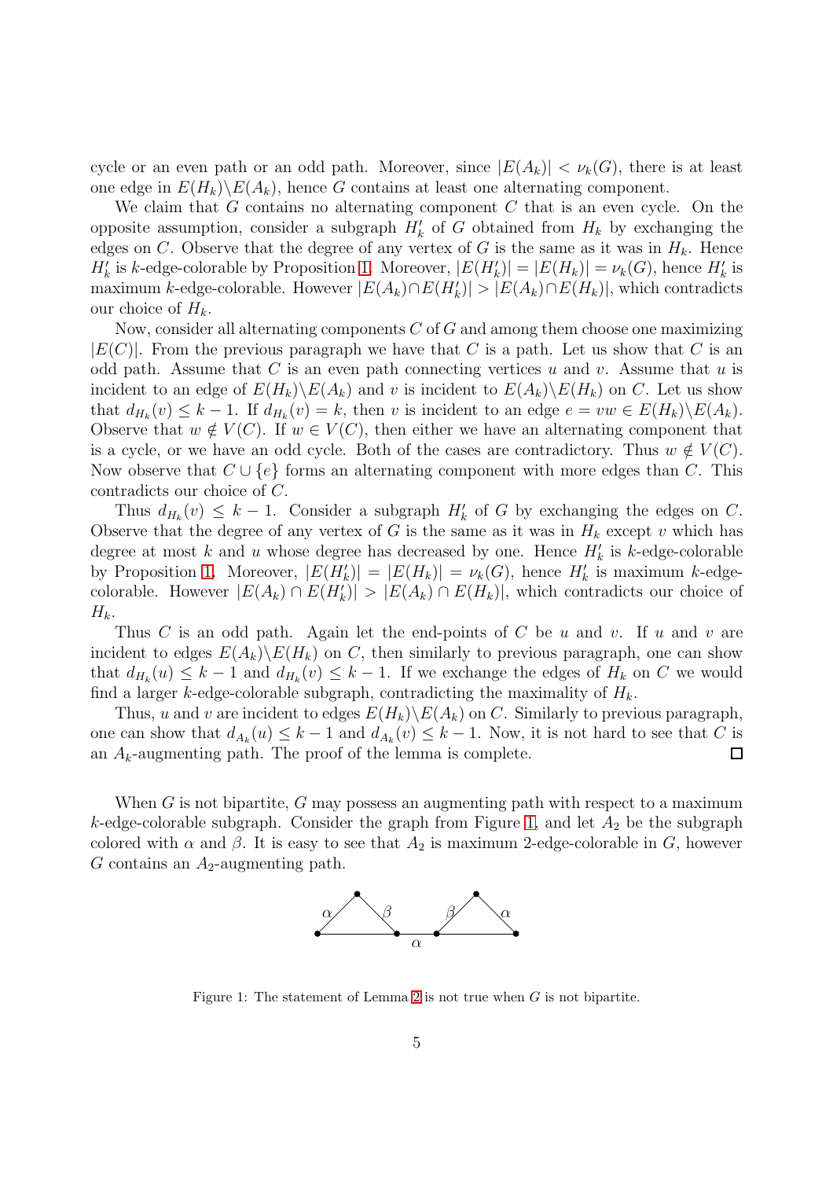cycle or an even path or an odd path. Moreover, since $|E(A_k)| < \nu_k(G)$, there is at least one edge in $E(H_k)\backslash E(A_k)$, hence $G$ contains at least one alternating component.

We claim that $G$ contains no alternating component $C$ that is an even cycle. On the opposite assumption, consider a subgraph $H_k'$ of $G$ obtained from $H_k$ by exchanging the edges on $C$. Observe that the degree of any vertex of $G$ is the same as it was in $H_k$. Hence $H_k'$ is $k$-edge-colorable by Proposition 1. Moreover, $|E(H_k')| = |E(H_k)| = \nu_k(G)$, hence $H_k'$ is maximum $k$-edge-colorable. However $|E(A_k) \cap E(H_k')| > |E(A_k) \cap E(H_k)|$, which contradicts our choice of $H_k$.

Now, consider all alternating components $C$ of $G$ and among them choose one maximizing $|E(C)|$. From the previous paragraph we have that $C$ is a path. Let us show that $C$ is an odd path. Assume that $C$ is an even path connecting vertices $u$ and $v$. Assume that $u$ is incident to an edge of $E(H_k)\backslash E(A_k)$ and $v$ is incident to $E(A_k)\backslash E(H_k)$ on $C$. Let us show that $d_{H_k}(v) \leq k-1$. If $d_{H_k}(v) = k$, then $v$ is incident to an edge $e = vw \in E(H_k)\backslash E(A_k)$. Observe that $w \notin V(C)$. If $w \in V(C)$, then either we have an alternating component that is a cycle, or we have an odd cycle. Both of the cases are contradictory. Thus $w \notin V(C)$. Now observe that $C \cup \{e\}$ forms an alternating component with more edges than $C$. This contradicts our choice of $C$.

Thus $d_{H_k}(v) \leq k-1$. Consider a subgraph $H_k'$ of $G$ by exchanging the edges on $C$. Observe that the degree of any vertex of $G$ is the same as it was in $H_k$ except $v$ which has degree at most $k$ and $u$ whose degree has decreased by one. Hence $H_k'$ is $k$-edge-colorable by Proposition 1. Moreover, $|E(H_k')| = |E(H_k)| = \nu_k(G)$, hence $H_k'$ is maximum $k$-edge-colorable. However $|E(A_k) \cap E(H_k')| > |E(A_k) \cap E(H_k)|$, which contradicts our choice of $H_k$.

Thus $C$ is an odd path. Again let the end-points of $C$ be $u$ and $v$. If $u$ and $v$ are incident to edges $E(A_k)\backslash E(H_k)$ on $C$, then similarly to previous paragraph, one can show that $d_{H_k}(u) \leq k-1$ and $d_{H_k}(v) \leq k-1$. If we exchange the edges of $H_k$ on $C$ we would find a larger $k$-edge-colorable subgraph, contradicting the maximality of $H_k$.

Thus, $u$ and $v$ are incident to edges $E(H_k)\backslash E(A_k)$ on $C$. Similarly to previous paragraph, one can show that $d_{A_k}(u) \leq k-1$ and $d_{A_k}(v) \leq k-1$. Now, it is not hard to see that $C$ is an $A_k$-augmenting path. The proof of the lemma is complete. □

When $G$ is not bipartite, $G$ may possess an augmenting path with respect to a maximum $k$-edge-colorable subgraph. Consider the graph from Figure 1, and let $A_2$ be the subgraph colored with $\alpha$ and $\beta$. It is easy to see that $A_2$ is maximum 2-edge-colorable in $G$, however $G$ contains an $A_2$-augmenting path.

Figure 1: The statement of Lemma 2 is not true when $G$ is not bipartite.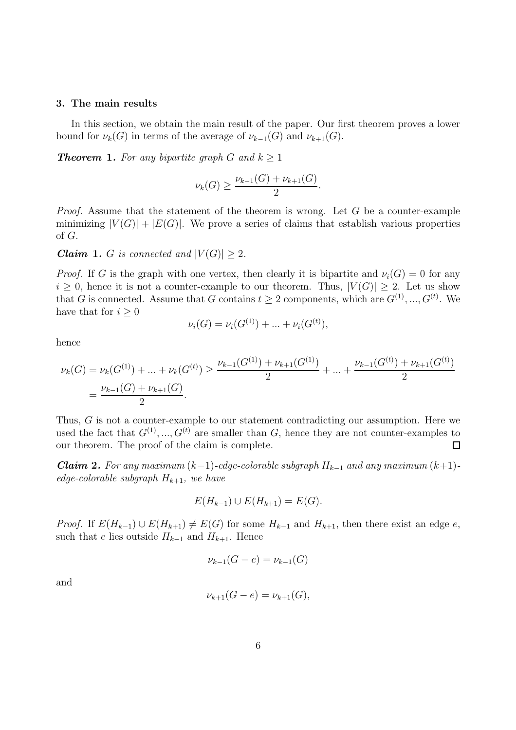### 3. The main results

In this section, we obtain the main result of the paper. Our first theorem proves a lower bound for $\nu_k(G)$ in terms of the average of $\nu_{k-1}(G)$ and $\nu_{k+1}(G)$.

***Theorem* 1.** *For any bipartite graph $G$ and $k \geq 1$*

$$\nu_k(G) \geq \frac{\nu_{k-1}(G) + \nu_{k+1}(G)}{2}.$$

*Proof.* Assume that the statement of the theorem is wrong. Let $G$ be a counter-example minimizing $|V(G)| + |E(G)|$. We prove a series of claims that establish various properties of $G$.

***Claim* 1.** *$G$ is connected and $|V(G)| \geq 2$.*

*Proof.* If $G$ is the graph with one vertex, then clearly it is bipartite and $\nu_i(G) = 0$ for any $i \geq 0$, hence it is not a counter-example to our theorem. Thus, $|V(G)| \geq 2$. Let us show that $G$ is connected. Assume that $G$ contains $t \geq 2$ components, which are $G^{(1)}, ..., G^{(t)}$. We have that for $i \geq 0$

$$\nu_i(G) = \nu_i(G^{(1)}) + ... + \nu_i(G^{(t)}),$$

hence

$$\nu_k(G) = \nu_k(G^{(1)}) + ... + \nu_k(G^{(t)}) \geq \frac{\nu_{k-1}(G^{(1)}) + \nu_{k+1}(G^{(1)})}{2} + ... + \frac{\nu_{k-1}(G^{(t)}) + \nu_{k+1}(G^{(t)})}{2}$$
$$= \frac{\nu_{k-1}(G) + \nu_{k+1}(G)}{2}.$$

Thus, $G$ is not a counter-example to our statement contradicting our assumption. Here we used the fact that $G^{(1)}, ..., G^{(t)}$ are smaller than $G$, hence they are not counter-examples to our theorem. The proof of the claim is complete. $\square$

***Claim* 2.** *For any maximum $(k-1)$-edge-colorable subgraph $H_{k-1}$ and any maximum $(k+1)$-edge-colorable subgraph $H_{k+1}$, we have*

$$E(H_{k-1}) \cup E(H_{k+1}) = E(G).$$

*Proof.* If $E(H_{k-1}) \cup E(H_{k+1}) \neq E(G)$ for some $H_{k-1}$ and $H_{k+1}$, then there exist an edge $e$, such that $e$ lies outside $H_{k-1}$ and $H_{k+1}$. Hence

$$\nu_{k-1}(G - e) = \nu_{k-1}(G)$$

and

$$\nu_{k+1}(G - e) = \nu_{k+1}(G),$$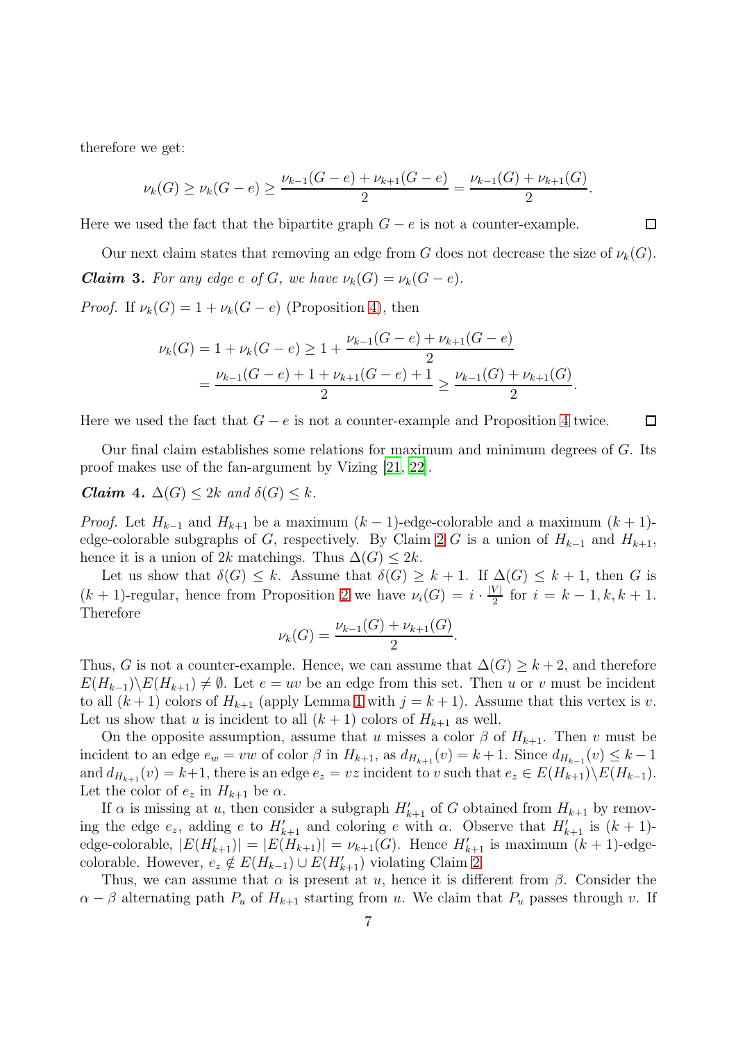therefore we get:

$$\nu_k(G) \geq \nu_k(G-e) \geq \frac{\nu_{k-1}(G-e) + \nu_{k+1}(G-e)}{2} = \frac{\nu_{k-1}(G) + \nu_{k+1}(G)}{2}.$$

Here we used the fact that the bipartite graph $G - e$ is not a counter-example. $\square$

Our next claim states that removing an edge from $G$ does not decrease the size of $\nu_k(G)$.

***Claim* 3.** *For any edge $e$ of $G$, we have $\nu_k(G) = \nu_k(G-e)$.*

*Proof.* If $\nu_k(G) = 1 + \nu_k(G-e)$ (Proposition 4), then

$$\begin{aligned}\nu_k(G) = 1 + \nu_k(G-e) &\geq 1 + \frac{\nu_{k-1}(G-e) + \nu_{k+1}(G-e)}{2} \\ &= \frac{\nu_{k-1}(G-e) + 1 + \nu_{k+1}(G-e) + 1}{2} \geq \frac{\nu_{k-1}(G) + \nu_{k+1}(G)}{2}.\end{aligned}$$

Here we used the fact that $G - e$ is not a counter-example and Proposition 4 twice. $\square$

Our final claim establishes some relations for maximum and minimum degrees of $G$. Its proof makes use of the fan-argument by Vizing [21, 22].

***Claim* 4.** *$\Delta(G) \leq 2k$ and $\delta(G) \leq k$.*

*Proof.* Let $H_{k-1}$ and $H_{k+1}$ be a maximum $(k-1)$-edge-colorable and a maximum $(k+1)$-edge-colorable subgraphs of $G$, respectively. By Claim 2 $G$ is a union of $H_{k-1}$ and $H_{k+1}$, hence it is a union of $2k$ matchings. Thus $\Delta(G) \leq 2k$.

Let us show that $\delta(G) \leq k$. Assume that $\delta(G) \geq k+1$. If $\Delta(G) \leq k+1$, then $G$ is $(k+1)$-regular, hence from Proposition 2 we have $\nu_i(G) = i \cdot \frac{|V|}{2}$ for $i = k-1, k, k+1$. Therefore

$$\nu_k(G) = \frac{\nu_{k-1}(G) + \nu_{k+1}(G)}{2}.$$

Thus, $G$ is not a counter-example. Hence, we can assume that $\Delta(G) \geq k+2$, and therefore $E(H_{k-1}) \backslash E(H_{k+1}) \neq \emptyset$. Let $e = uv$ be an edge from this set. Then $u$ or $v$ must be incident to all $(k+1)$ colors of $H_{k+1}$ (apply Lemma 1 with $j = k+1$). Assume that this vertex is $v$. Let us show that $u$ is incident to all $(k+1)$ colors of $H_{k+1}$ as well.

On the opposite assumption, assume that $u$ misses a color $\beta$ of $H_{k+1}$. Then $v$ must be incident to an edge $e_w = vw$ of color $\beta$ in $H_{k+1}$, as $d_{H_{k+1}}(v) = k+1$. Since $d_{H_{k-1}}(v) \leq k-1$ and $d_{H_{k+1}}(v) = k+1$, there is an edge $e_z = vz$ incident to $v$ such that $e_z \in E(H_{k+1}) \backslash E(H_{k-1})$. Let the color of $e_z$ in $H_{k+1}$ be $\alpha$.

If $\alpha$ is missing at $u$, then consider a subgraph $H'_{k+1}$ of $G$ obtained from $H_{k+1}$ by removing the edge $e_z$, adding $e$ to $H'_{k+1}$ and coloring $e$ with $\alpha$. Observe that $H'_{k+1}$ is $(k+1)$-edge-colorable, $|E(H'_{k+1})| = |E(H_{k+1})| = \nu_{k+1}(G)$. Hence $H'_{k+1}$ is maximum $(k+1)$-edge-colorable. However, $e_z \notin E(H_{k-1}) \cup E(H'_{k+1})$ violating Claim 2.

Thus, we can assume that $\alpha$ is present at $u$, hence it is different from $\beta$. Consider the $\alpha - \beta$ alternating path $P_u$ of $H_{k+1}$ starting from $u$. We claim that $P_u$ passes through $v$. If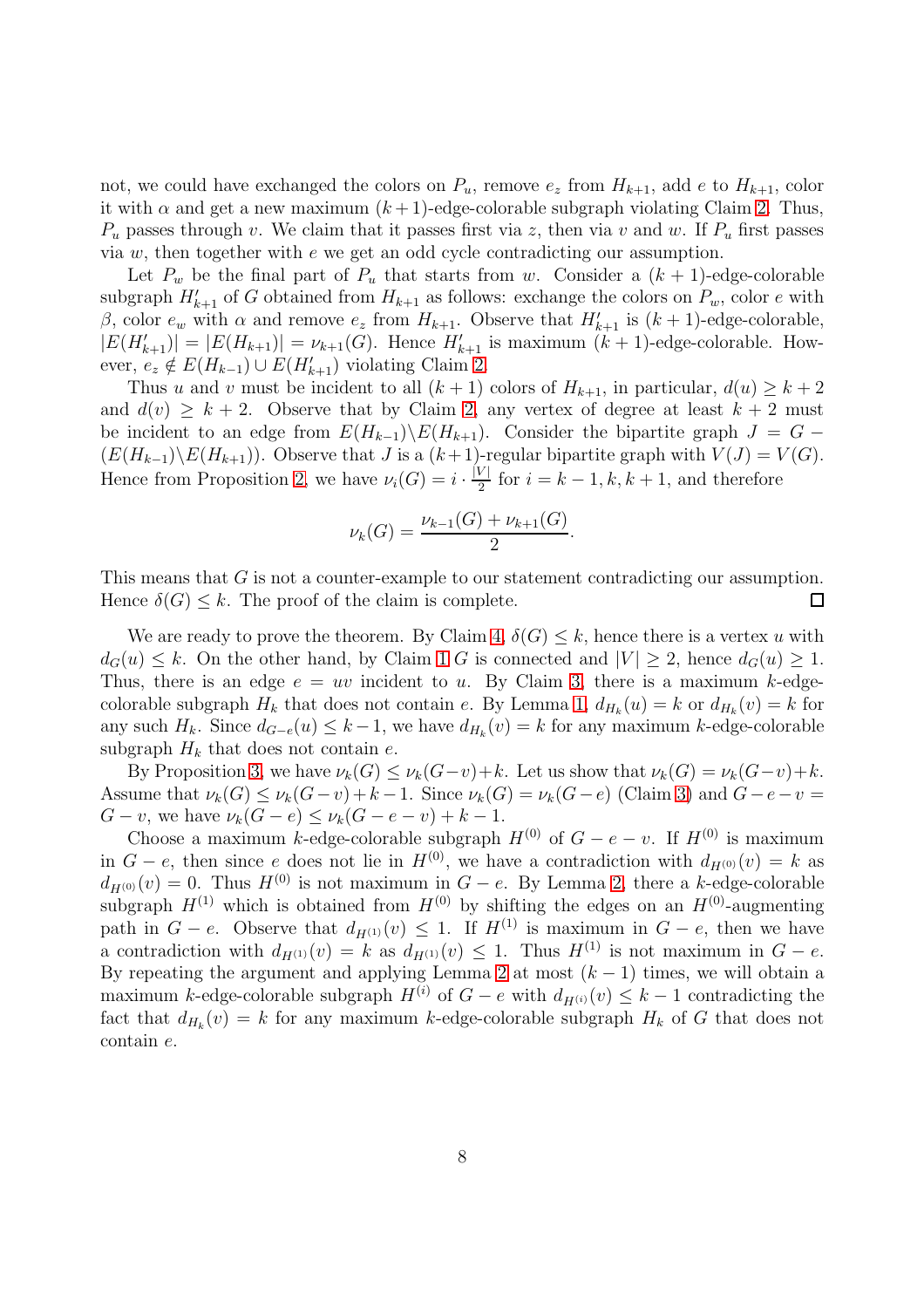not, we could have exchanged the colors on $P_u$, remove $e_z$ from $H_{k+1}$, add $e$ to $H_{k+1}$, color it with $\alpha$ and get a new maximum $(k+1)$-edge-colorable subgraph violating Claim 2. Thus, $P_u$ passes through $v$. We claim that it passes first via $z$, then via $v$ and $w$. If $P_u$ first passes via $w$, then together with $e$ we get an odd cycle contradicting our assumption.

Let $P_w$ be the final part of $P_u$ that starts from $w$. Consider a $(k+1)$-edge-colorable subgraph $H'_{k+1}$ of $G$ obtained from $H_{k+1}$ as follows: exchange the colors on $P_w$, color $e$ with $\beta$, color $e_w$ with $\alpha$ and remove $e_z$ from $H_{k+1}$. Observe that $H'_{k+1}$ is $(k+1)$-edge-colorable, $|E(H'_{k+1})| = |E(H_{k+1})| = \nu_{k+1}(G)$. Hence $H'_{k+1}$ is maximum $(k+1)$-edge-colorable. However, $e_z \notin E(H_{k-1}) \cup E(H'_{k+1})$ violating Claim 2.

Thus $u$ and $v$ must be incident to all $(k+1)$ colors of $H_{k+1}$, in particular, $d(u) \geq k+2$ and $d(v) \geq k+2$. Observe that by Claim 2, any vertex of degree at least $k+2$ must be incident to an edge from $E(H_{k-1})\backslash E(H_{k+1})$. Consider the bipartite graph $J = G - (E(H_{k-1})\backslash E(H_{k+1}))$. Observe that $J$ is a $(k+1)$-regular bipartite graph with $V(J) = V(G)$. Hence from Proposition 2, we have $\nu_i(G) = i \cdot \frac{|V|}{2}$ for $i = k-1, k, k+1$, and therefore

$$\nu_k(G) = \frac{\nu_{k-1}(G) + \nu_{k+1}(G)}{2}.$$

This means that $G$ is not a counter-example to our statement contradicting our assumption. Hence $\delta(G) \leq k$. The proof of the claim is complete. $\square$

We are ready to prove the theorem. By Claim 4, $\delta(G) \leq k$, hence there is a vertex $u$ with $d_G(u) \leq k$. On the other hand, by Claim 1 $G$ is connected and $|V| \geq 2$, hence $d_G(u) \geq 1$. Thus, there is an edge $e = uv$ incident to $u$. By Claim 3, there is a maximum $k$-edge-colorable subgraph $H_k$ that does not contain $e$. By Lemma 1, $d_{H_k}(u) = k$ or $d_{H_k}(v) = k$ for any such $H_k$. Since $d_{G-e}(u) \leq k-1$, we have $d_{H_k}(v) = k$ for any maximum $k$-edge-colorable subgraph $H_k$ that does not contain $e$.

By Proposition 3, we have $\nu_k(G) \leq \nu_k(G-v)+k$. Let us show that $\nu_k(G) = \nu_k(G-v)+k$. Assume that $\nu_k(G) \leq \nu_k(G-v)+k-1$. Since $\nu_k(G) = \nu_k(G-e)$ (Claim 3) and $G-e-v = G-v$, we have $\nu_k(G-e) \leq \nu_k(G-e-v)+k-1$.

Choose a maximum $k$-edge-colorable subgraph $H^{(0)}$ of $G-e-v$. If $H^{(0)}$ is maximum in $G-e$, then since $e$ does not lie in $H^{(0)}$, we have a contradiction with $d_{H^{(0)}}(v) = k$ as $d_{H^{(0)}}(v) = 0$. Thus $H^{(0)}$ is not maximum in $G-e$. By Lemma 2, there a $k$-edge-colorable subgraph $H^{(1)}$ which is obtained from $H^{(0)}$ by shifting the edges on an $H^{(0)}$-augmenting path in $G-e$. Observe that $d_{H^{(1)}}(v) \leq 1$. If $H^{(1)}$ is maximum in $G-e$, then we have a contradiction with $d_{H^{(1)}}(v) = k$ as $d_{H^{(1)}}(v) \leq 1$. Thus $H^{(1)}$ is not maximum in $G-e$. By repeating the argument and applying Lemma 2 at most $(k-1)$ times, we will obtain a maximum $k$-edge-colorable subgraph $H^{(i)}$ of $G-e$ with $d_{H^{(i)}}(v) \leq k-1$ contradicting the fact that $d_{H_k}(v) = k$ for any maximum $k$-edge-colorable subgraph $H_k$ of $G$ that does not contain $e$.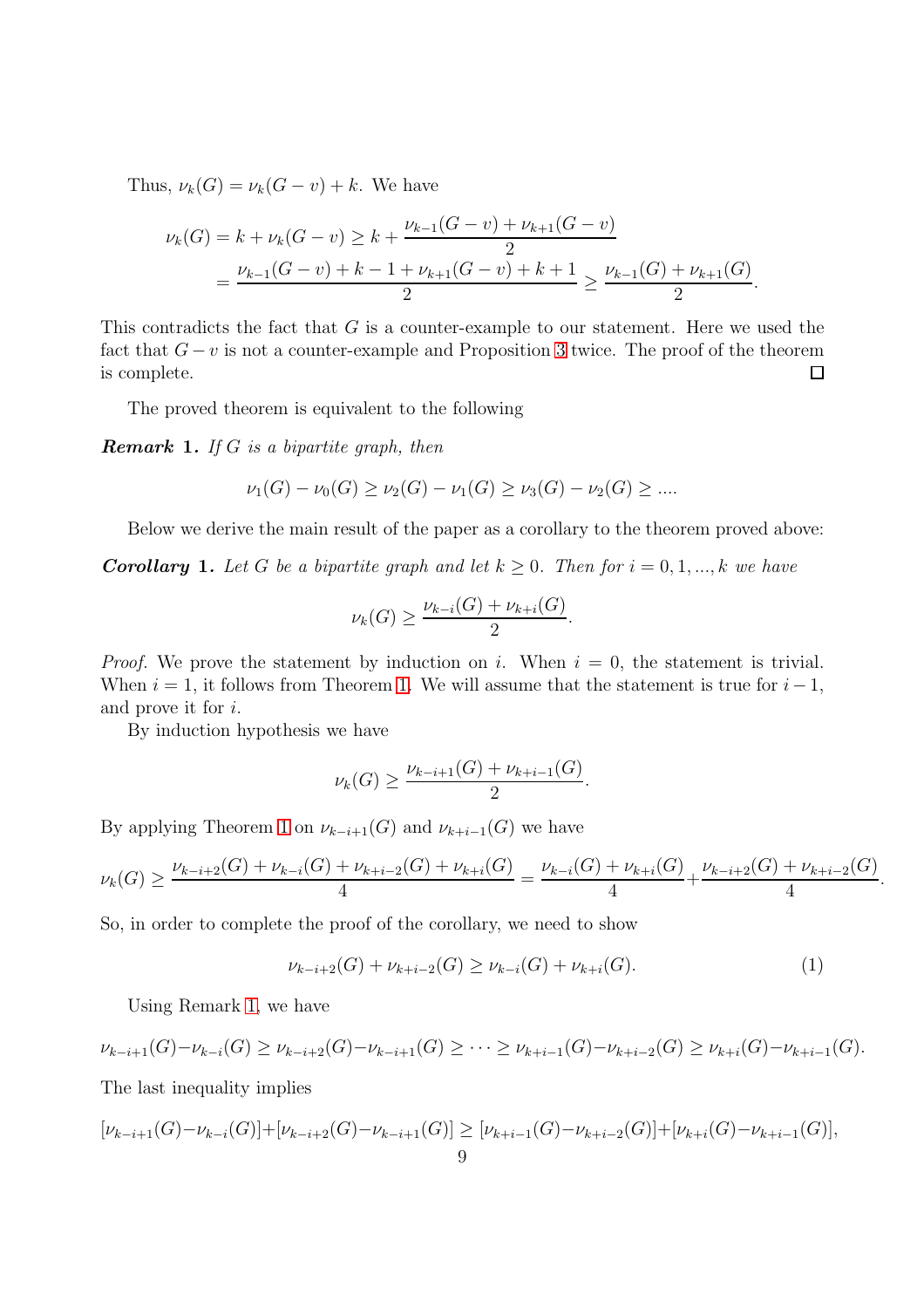Thus, $\nu_k(G) = \nu_k(G-v) + k$. We have

$$\nu_k(G) = k + \nu_k(G-v) \geq k + \frac{\nu_{k-1}(G-v) + \nu_{k+1}(G-v)}{2}$$
$$= \frac{\nu_{k-1}(G-v) + k - 1 + \nu_{k+1}(G-v) + k + 1}{2} \geq \frac{\nu_{k-1}(G) + \nu_{k+1}(G)}{2}.$$

This contradicts the fact that $G$ is a counter-example to our statement. Here we used the fact that $G - v$ is not a counter-example and Proposition 3 twice. The proof of the theorem is complete. □

The proved theorem is equivalent to the following

***Remark* 1.** *If $G$ is a bipartite graph, then*

$$\nu_1(G) - \nu_0(G) \geq \nu_2(G) - \nu_1(G) \geq \nu_3(G) - \nu_2(G) \geq ....$$

Below we derive the main result of the paper as a corollary to the theorem proved above:

***Corollary* 1.** *Let $G$ be a bipartite graph and let $k \geq 0$. Then for $i = 0, 1, ..., k$ we have*

$$\nu_k(G) \geq \frac{\nu_{k-i}(G) + \nu_{k+i}(G)}{2}.$$

*Proof.* We prove the statement by induction on $i$. When $i = 0$, the statement is trivial. When $i = 1$, it follows from Theorem 1. We will assume that the statement is true for $i - 1$, and prove it for $i$.

By induction hypothesis we have

$$\nu_k(G) \geq \frac{\nu_{k-i+1}(G) + \nu_{k+i-1}(G)}{2}.$$

By applying Theorem 1 on $\nu_{k-i+1}(G)$ and $\nu_{k+i-1}(G)$ we have

$$\nu_k(G) \geq \frac{\nu_{k-i+2}(G) + \nu_{k-i}(G) + \nu_{k+i-2}(G) + \nu_{k+i}(G)}{4} = \frac{\nu_{k-i}(G) + \nu_{k+i}(G)}{4} + \frac{\nu_{k-i+2}(G) + \nu_{k+i-2}(G)}{4}.$$

So, in order to complete the proof of the corollary, we need to show

$$\nu_{k-i+2}(G) + \nu_{k+i-2}(G) \geq \nu_{k-i}(G) + \nu_{k+i}(G). \tag{1}$$

Using Remark 1, we have

$$\nu_{k-i+1}(G) - \nu_{k-i}(G) \geq \nu_{k-i+2}(G) - \nu_{k-i+1}(G) \geq \cdots \geq \nu_{k+i-1}(G) - \nu_{k+i-2}(G) \geq \nu_{k+i}(G) - \nu_{k+i-1}(G).$$

The last inequality implies

$$[\nu_{k-i+1}(G) - \nu_{k-i}(G)] + [\nu_{k-i+2}(G) - \nu_{k-i+1}(G)] \geq [\nu_{k+i-1}(G) - \nu_{k+i-2}(G)] + [\nu_{k+i}(G) - \nu_{k+i-1}(G)],$$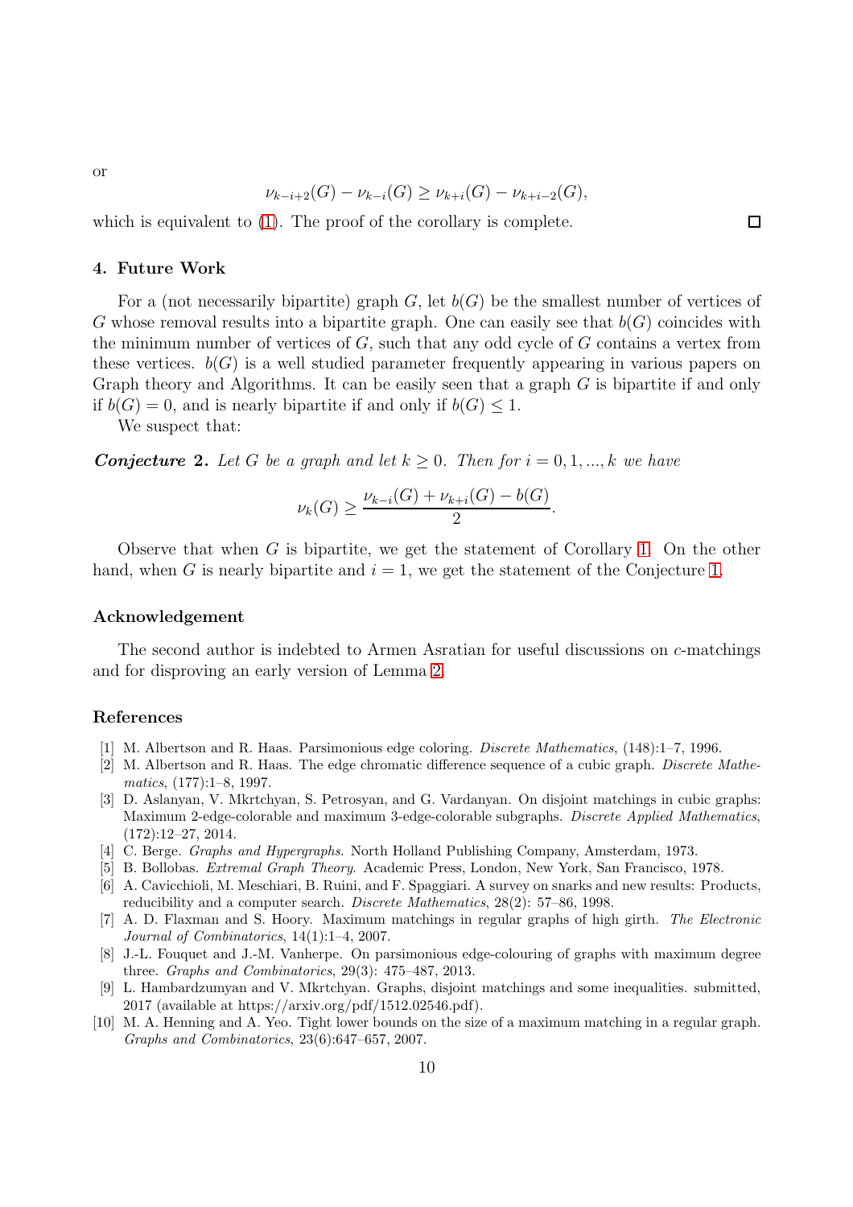or

$$\nu_{k-i+2}(G) - \nu_{k-i}(G) \geq \nu_{k+i}(G) - \nu_{k+i-2}(G),$$

which is equivalent to (1). The proof of the corollary is complete. □

## 4. Future Work

For a (not necessarily bipartite) graph $G$, let $b(G)$ be the smallest number of vertices of $G$ whose removal results into a bipartite graph. One can easily see that $b(G)$ coincides with the minimum number of vertices of $G$, such that any odd cycle of $G$ contains a vertex from these vertices. $b(G)$ is a well studied parameter frequently appearing in various papers on Graph theory and Algorithms. It can be easily seen that a graph $G$ is bipartite if and only if $b(G) = 0$, and is nearly bipartite if and only if $b(G) \leq 1$.

We suspect that:

***Conjecture* 2.** *Let $G$ be a graph and let $k \geq 0$. Then for $i = 0, 1, ..., k$ we have*

$$\nu_k(G) \geq \frac{\nu_{k-i}(G) + \nu_{k+i}(G) - b(G)}{2}.$$

Observe that when $G$ is bipartite, we get the statement of Corollary 1. On the other hand, when $G$ is nearly bipartite and $i = 1$, we get the statement of the Conjecture 1.

### Acknowledgement

The second author is indebted to Armen Asratian for useful discussions on $c$-matchings and for disproving an early version of Lemma 2.

### References

[1] M. Albertson and R. Haas. Parsimonious edge coloring. *Discrete Mathematics*, (148):1–7, 1996.

[2] M. Albertson and R. Haas. The edge chromatic difference sequence of a cubic graph. *Discrete Mathematics*, (177):1–8, 1997.

[3] D. Aslanyan, V. Mkrtchyan, S. Petrosyan, and G. Vardanyan. On disjoint matchings in cubic graphs: Maximum 2-edge-colorable and maximum 3-edge-colorable subgraphs. *Discrete Applied Mathematics*, (172):12–27, 2014.

[4] C. Berge. *Graphs and Hypergraphs*. North Holland Publishing Company, Amsterdam, 1973.

[5] B. Bollobas. *Extremal Graph Theory*. Academic Press, London, New York, San Francisco, 1978.

[6] A. Cavicchioli, M. Meschiari, B. Ruini, and F. Spaggiari. A survey on snarks and new results: Products, reducibility and a computer search. *Discrete Mathematics*, 28(2): 57–86, 1998.

[7] A. D. Flaxman and S. Hoory. Maximum matchings in regular graphs of high girth. *The Electronic Journal of Combinatorics*, 14(1):1–4, 2007.

[8] J.-L. Fouquet and J.-M. Vanherpe. On parsimonious edge-colouring of graphs with maximum degree three. *Graphs and Combinatorics*, 29(3): 475–487, 2013.

[9] L. Hambardzumyan and V. Mkrtchyan. Graphs, disjoint matchings and some inequalities. submitted, 2017 (available at https://arxiv.org/pdf/1512.02546.pdf).

[10] M. A. Henning and A. Yeo. Tight lower bounds on the size of a maximum matching in a regular graph. *Graphs and Combinatorics*, 23(6):647–657, 2007.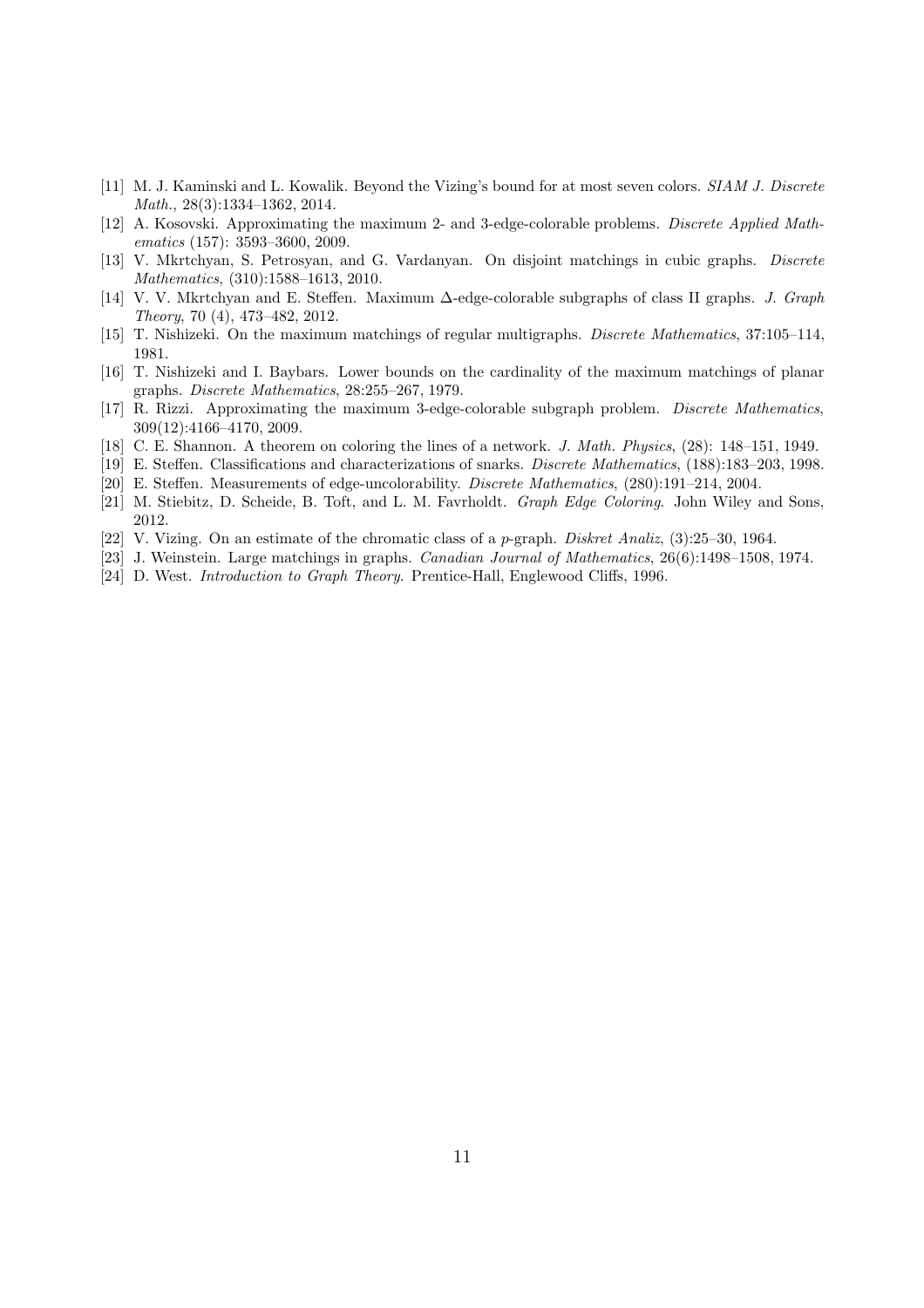[11] M. J. Kaminski and L. Kowalik. Beyond the Vizing's bound for at most seven colors. *SIAM J. Discrete Math.*, 28(3):1334–1362, 2014.

[12] A. Kosovski. Approximating the maximum 2- and 3-edge-colorable problems. *Discrete Applied Mathematics* (157): 3593–3600, 2009.

[13] V. Mkrtchyan, S. Petrosyan, and G. Vardanyan. On disjoint matchings in cubic graphs. *Discrete Mathematics*, (310):1588–1613, 2010.

[14] V. V. Mkrtchyan and E. Steffen. Maximum $\Delta$-edge-colorable subgraphs of class II graphs. *J. Graph Theory*, 70 (4), 473–482, 2012.

[15] T. Nishizeki. On the maximum matchings of regular multigraphs. *Discrete Mathematics*, 37:105–114, 1981.

[16] T. Nishizeki and I. Baybars. Lower bounds on the cardinality of the maximum matchings of planar graphs. *Discrete Mathematics*, 28:255–267, 1979.

[17] R. Rizzi. Approximating the maximum 3-edge-colorable subgraph problem. *Discrete Mathematics*, 309(12):4166–4170, 2009.

[18] C. E. Shannon. A theorem on coloring the lines of a network. *J. Math. Physics*, (28): 148–151, 1949.

[19] E. Steffen. Classifications and characterizations of snarks. *Discrete Mathematics*, (188):183–203, 1998.

[20] E. Steffen. Measurements of edge-uncolorability. *Discrete Mathematics*, (280):191–214, 2004.

[21] M. Stiebitz, D. Scheide, B. Toft, and L. M. Favrholdt. *Graph Edge Coloring*. John Wiley and Sons, 2012.

[22] V. Vizing. On an estimate of the chromatic class of a $p$-graph. *Diskret Analiz*, (3):25–30, 1964.

[23] J. Weinstein. Large matchings in graphs. *Canadian Journal of Mathematics*, 26(6):1498–1508, 1974.

[24] D. West. *Introduction to Graph Theory*. Prentice-Hall, Englewood Cliffs, 1996.